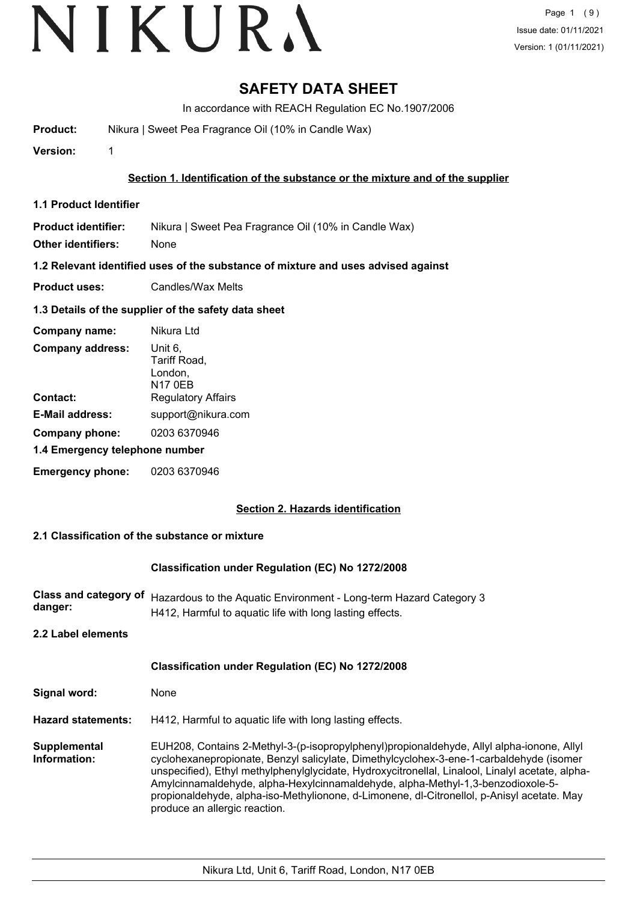# SAFETY DATA SHEET

In accordance with REACH Regulation EC No.1907/2006

**Product:** Nikura | Sweet Pea Fragrance Oil (10% in Candle Wax)

**Version:** 1

## Section 1. Identification of the substance or the mixture and of the supplier

### 1.1 Product Identifier

**Product identifier:** Nikura | Sweet Pea Fragrance Oil (10% in Candle Wax)

**Other identifiers:** None

### 1.2 Relevant identified uses of the substance of mixture and uses advised against

**Product uses:** Candles/Wax Melts

### 1.3 Details of the supplier of the safety data sheet

**Company name:** Nikura Ltd

**Company address:** Unit 6, Tariff Road, London, N17 0EB

**Contact:** Regulatory Affairs

**E-Mail address:** support@nikura.com

**Company phone:** 0203 6370946

### 1.4 Emergency telephone number

**Emergency phone:** 0203 6370946

## Section 2. Hazards identification

### 2.1 Classification of the substance or mixture

**Classification under Regulation (EC) No 1272/2008**

**Class and category of danger:** Hazardous to the Aquatic Environment - Long-term Hazard Category 3
H412, Harmful to aquatic life with long lasting effects.

### 2.2 Label elements

**Classification under Regulation (EC) No 1272/2008**

**Signal word:** None

**Hazard statements:** H412, Harmful to aquatic life with long lasting effects.

**Supplemental Information:** EUH208, Contains 2-Methyl-3-(p-isopropylphenyl)propionaldehyde, Allyl alpha-ionone, Allyl cyclohexanepropionate, Benzyl salicylate, Dimethylcyclohex-3-ene-1-carbaldehyde (isomer unspecified), Ethyl methylphenylglycidate, Hydroxycitronellal, Linalool, Linalyl acetate, alpha-Amylcinnamaldehyde, alpha-Hexylcinnamaldehyde, alpha-Methyl-1,3-benzodioxole-5-propionaldehyde, alpha-iso-Methylionone, d-Limonene, dl-Citronellol, p-Anisyl acetate. May produce an allergic reaction.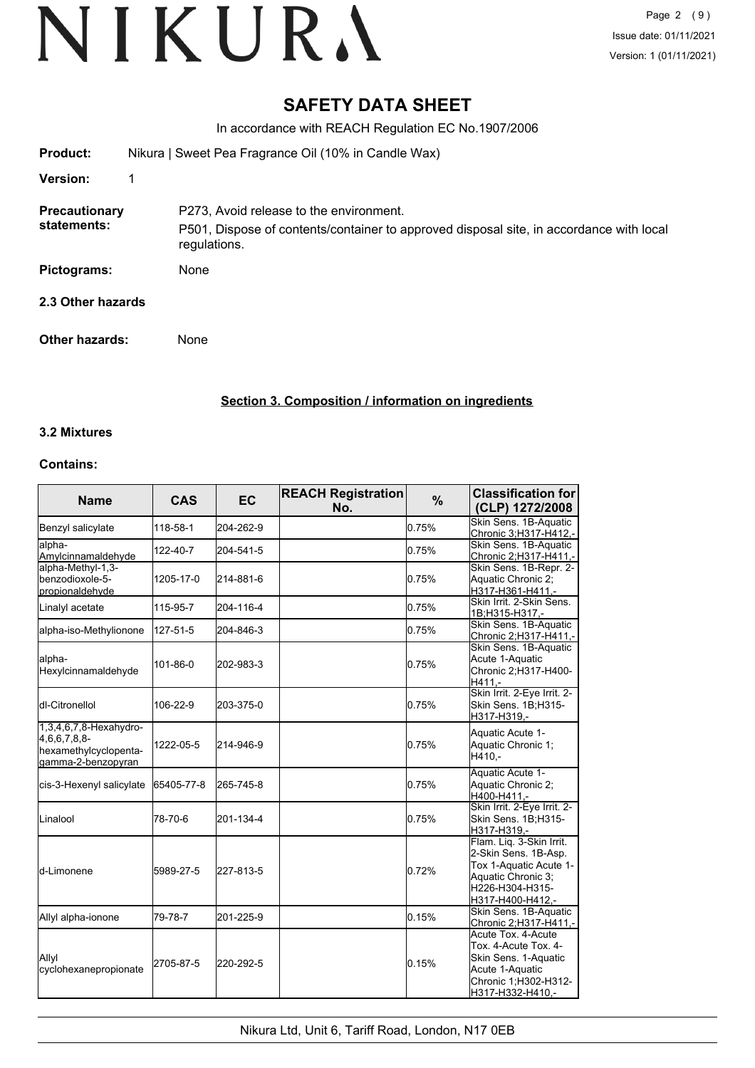# SAFETY DATA SHEET

In accordance with REACH Regulation EC No.1907/2006

**Product:** Nikura | Sweet Pea Fragrance Oil (10% in Candle Wax)

**Version:** 1

**Precautionary statements:** P273, Avoid release to the environment.
P501, Dispose of contents/container to approved disposal site, in accordance with local regulations.

**Pictograms:** None

### 2.3 Other hazards

**Other hazards:** None

## Section 3. Composition / information on ingredients

### 3.2 Mixtures

**Contains:**

| Name | CAS | EC | REACH Registration No. | % | Classification for (CLP) 1272/2008 |
|---|---|---|---|---|---|
| Benzyl salicylate | 118-58-1 | 204-262-9 | | 0.75% | Skin Sens. 1B-Aquatic Chronic 3;H317-H412,- |
| alpha-Amylcinnamaldehyde | 122-40-7 | 204-541-5 | | 0.75% | Skin Sens. 1B-Aquatic Chronic 2;H317-H411,- |
| alpha-Methyl-1,3-benzodioxole-5-propionaldehyde | 1205-17-0 | 214-881-6 | | 0.75% | Skin Sens. 1B-Repr. 2-Aquatic Chronic 2; H317-H361-H411,- |
| Linalyl acetate | 115-95-7 | 204-116-4 | | 0.75% | Skin Irrit. 2-Skin Sens. 1B;H315-H317,- |
| alpha-iso-Methylionone | 127-51-5 | 204-846-3 | | 0.75% | Skin Sens. 1B-Aquatic Chronic 2;H317-H411,- |
| alpha-Hexylcinnamaldehyde | 101-86-0 | 202-983-3 | | 0.75% | Skin Sens. 1B-Aquatic Acute 1-Aquatic Chronic 2;H317-H400-H411,- |
| dl-Citronellol | 106-22-9 | 203-375-0 | | 0.75% | Skin Irrit. 2-Eye Irrit. 2-Skin Sens. 1B;H315-H317-H319,- |
| 1,3,4,6,7,8-Hexahydro-4,6,6,7,8,8-hexamethylcyclopenta-gamma-2-benzopyran | 1222-05-5 | 214-946-9 | | 0.75% | Aquatic Acute 1-Aquatic Chronic 1; H410,- |
| cis-3-Hexenyl salicylate | 65405-77-8 | 265-745-8 | | 0.75% | Aquatic Acute 1-Aquatic Chronic 2; H400-H411,- |
| Linalool | 78-70-6 | 201-134-4 | | 0.75% | Skin Irrit. 2-Eye Irrit. 2-Skin Sens. 1B;H315-H317-H319,- |
| d-Limonene | 5989-27-5 | 227-813-5 | | 0.72% | Flam. Liq. 3-Skin Irrit. 2-Skin Sens. 1B-Asp. Tox 1-Aquatic Acute 1-Aquatic Chronic 3; H226-H304-H315-H317-H400-H412,- |
| Allyl alpha-ionone | 79-78-7 | 201-225-9 | | 0.15% | Skin Sens. 1B-Aquatic Chronic 2;H317-H411,- |
| Allyl cyclohexanepropionate | 2705-87-5 | 220-292-5 | | 0.15% | Acute Tox. 4-Acute Tox. 4-Acute Tox. 4-Skin Sens. 1-Aquatic Acute 1-Aquatic Chronic 1;H302-H312-H317-H332-H410,- |

Nikura Ltd, Unit 6, Tariff Road, London, N17 0EB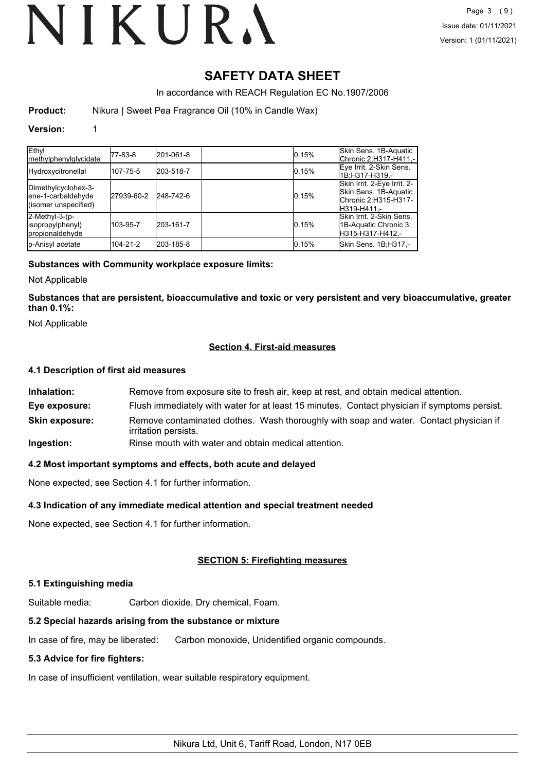# SAFETY DATA SHEET

In accordance with REACH Regulation EC No.1907/2006

**Product:** Nikura | Sweet Pea Fragrance Oil (10% in Candle Wax)

**Version:** 1

| | | | | | |
|---|---|---|---|---|---|
| Ethyl methylphenylglycidate | 77-83-8 | 201-061-8 | | 0.15% | Skin Sens. 1B-Aquatic Chronic 2;H317-H411,- |
| Hydroxycitronellal | 107-75-5 | 203-518-7 | | 0.15% | Eye Irrit. 2-Skin Sens. 1B;H317-H319,- |
| Dimethylcyclohex-3-ene-1-carbaldehyde (isomer unspecified) | 27939-60-2 | 248-742-6 | | 0.15% | Skin Irrit. 2-Eye Irrit. 2-Skin Sens. 1B-Aquatic Chronic 2;H315-H317-H319-H411,- |
| 2-Methyl-3-(p-isopropylphenyl) propionaldehyde | 103-95-7 | 203-161-7 | | 0.15% | Skin Irrit. 2-Skin Sens. 1B-Aquatic Chronic 3; H315-H317-H412,- |
| p-Anisyl acetate | 104-21-2 | 203-185-8 | | 0.15% | Skin Sens. 1B;H317,- |

**Substances with Community workplace exposure limits:**

Not Applicable

**Substances that are persistent, bioaccumulative and toxic or very persistent and very bioaccumulative, greater than 0.1%:**

Not Applicable

## Section 4. First-aid measures

### 4.1 Description of first aid measures

**Inhalation:** Remove from exposure site to fresh air, keep at rest, and obtain medical attention.

**Eye exposure:** Flush immediately with water for at least 15 minutes. Contact physician if symptoms persist.

**Skin exposure:** Remove contaminated clothes. Wash thoroughly with soap and water. Contact physician if irritation persists.

**Ingestion:** Rinse mouth with water and obtain medical attention.

### 4.2 Most important symptoms and effects, both acute and delayed

None expected, see Section 4.1 for further information.

### 4.3 Indication of any immediate medical attention and special treatment needed

None expected, see Section 4.1 for further information.

## SECTION 5: Firefighting measures

### 5.1 Extinguishing media

Suitable media: Carbon dioxide, Dry chemical, Foam.

### 5.2 Special hazards arising from the substance or mixture

In case of fire, may be liberated: Carbon monoxide, Unidentified organic compounds.

### 5.3 Advice for fire fighters:

In case of insufficient ventilation, wear suitable respiratory equipment.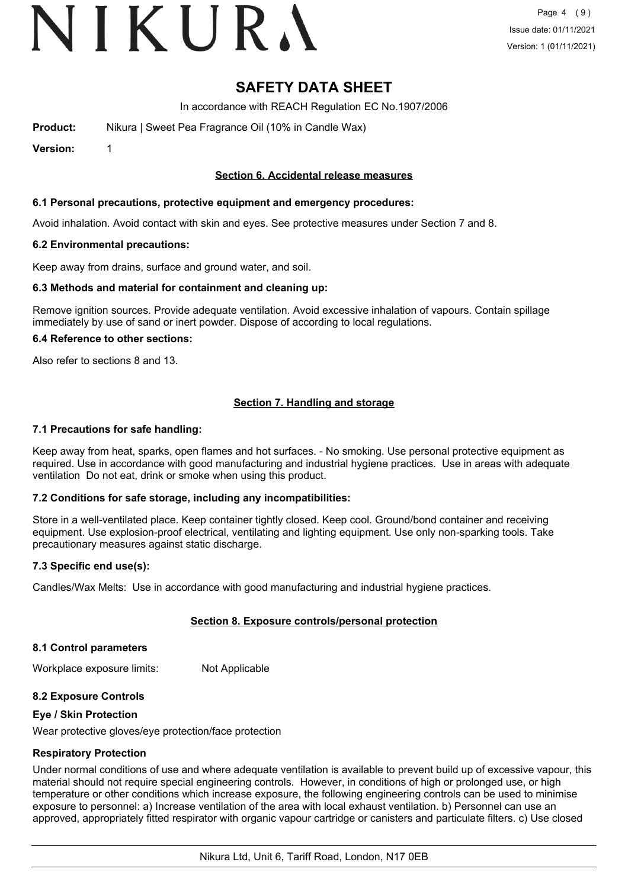# SAFETY DATA SHEET

In accordance with REACH Regulation EC No.1907/2006

**Product:** Nikura | Sweet Pea Fragrance Oil (10% in Candle Wax)

**Version:** 1

## Section 6. Accidental release measures

### 6.1 Personal precautions, protective equipment and emergency procedures:

Avoid inhalation. Avoid contact with skin and eyes. See protective measures under Section 7 and 8.

### 6.2 Environmental precautions:

Keep away from drains, surface and ground water, and soil.

### 6.3 Methods and material for containment and cleaning up:

Remove ignition sources. Provide adequate ventilation. Avoid excessive inhalation of vapours. Contain spillage immediately by use of sand or inert powder. Dispose of according to local regulations.

### 6.4 Reference to other sections:

Also refer to sections 8 and 13.

## Section 7. Handling and storage

### 7.1 Precautions for safe handling:

Keep away from heat, sparks, open flames and hot surfaces. - No smoking. Use personal protective equipment as required. Use in accordance with good manufacturing and industrial hygiene practices. Use in areas with adequate ventilation Do not eat, drink or smoke when using this product.

### 7.2 Conditions for safe storage, including any incompatibilities:

Store in a well-ventilated place. Keep container tightly closed. Keep cool. Ground/bond container and receiving equipment. Use explosion-proof electrical, ventilating and lighting equipment. Use only non-sparking tools. Take precautionary measures against static discharge.

### 7.3 Specific end use(s):

Candles/Wax Melts: Use in accordance with good manufacturing and industrial hygiene practices.

## Section 8. Exposure controls/personal protection

### 8.1 Control parameters

Workplace exposure limits: Not Applicable

### 8.2 Exposure Controls

**Eye / Skin Protection**

Wear protective gloves/eye protection/face protection

**Respiratory Protection**

Under normal conditions of use and where adequate ventilation is available to prevent build up of excessive vapour, this material should not require special engineering controls. However, in conditions of high or prolonged use, or high temperature or other conditions which increase exposure, the following engineering controls can be used to minimise exposure to personnel: a) Increase ventilation of the area with local exhaust ventilation. b) Personnel can use an approved, appropriately fitted respirator with organic vapour cartridge or canisters and particulate filters. c) Use closed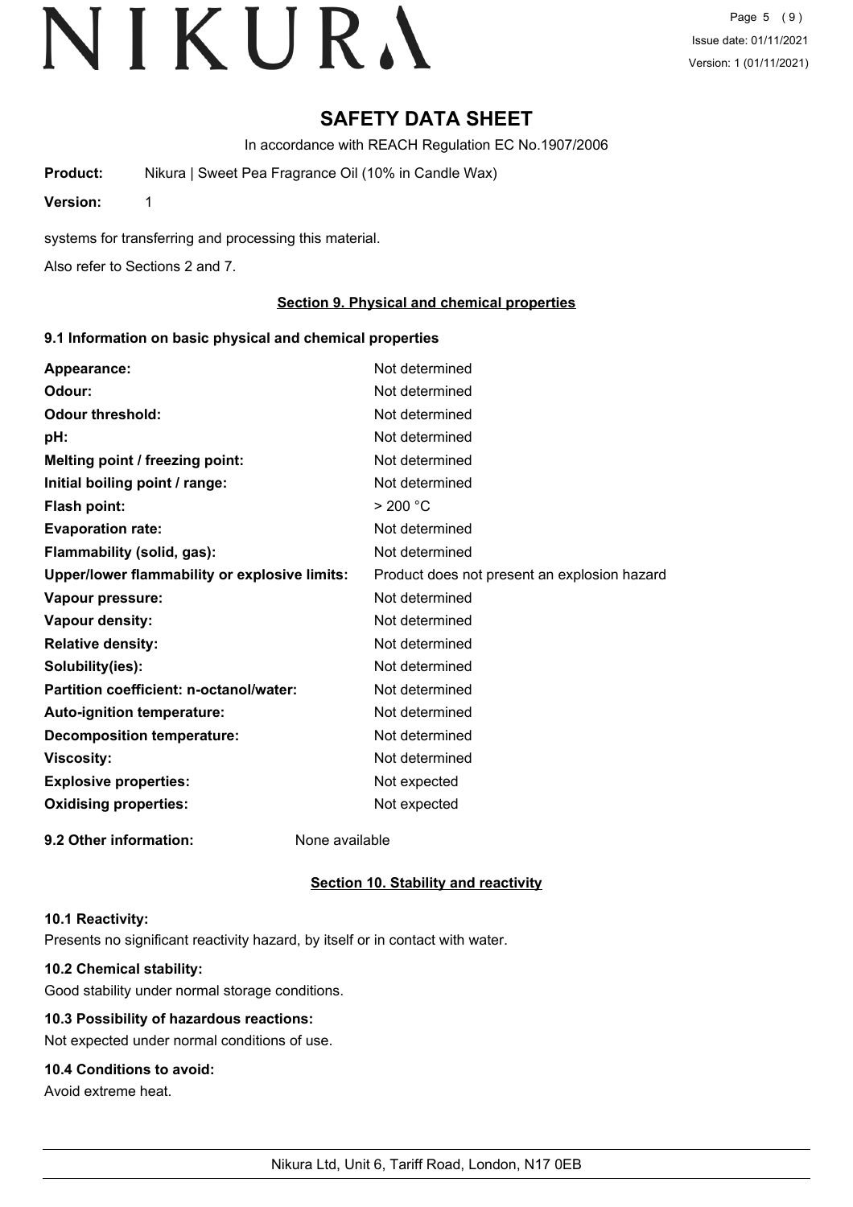# SAFETY DATA SHEET

In accordance with REACH Regulation EC No.1907/2006

**Product:** Nikura | Sweet Pea Fragrance Oil (10% in Candle Wax)

**Version:** 1

systems for transferring and processing this material.

Also refer to Sections 2 and 7.

## Section 9. Physical and chemical properties

### 9.1 Information on basic physical and chemical properties

| | |
|---|---|
| **Appearance:** | Not determined |
| **Odour:** | Not determined |
| **Odour threshold:** | Not determined |
| **pH:** | Not determined |
| **Melting point / freezing point:** | Not determined |
| **Initial boiling point / range:** | Not determined |
| **Flash point:** | > 200 °C |
| **Evaporation rate:** | Not determined |
| **Flammability (solid, gas):** | Not determined |
| **Upper/lower flammability or explosive limits:** | Product does not present an explosion hazard |
| **Vapour pressure:** | Not determined |
| **Vapour density:** | Not determined |
| **Relative density:** | Not determined |
| **Solubility(ies):** | Not determined |
| **Partition coefficient: n-octanol/water:** | Not determined |
| **Auto-ignition temperature:** | Not determined |
| **Decomposition temperature:** | Not determined |
| **Viscosity:** | Not determined |
| **Explosive properties:** | Not expected |
| **Oxidising properties:** | Not expected |

**9.2 Other information:** None available

## Section 10. Stability and reactivity

**10.1 Reactivity:**

Presents no significant reactivity hazard, by itself or in contact with water.

**10.2 Chemical stability:**

Good stability under normal storage conditions.

**10.3 Possibility of hazardous reactions:**

Not expected under normal conditions of use.

**10.4 Conditions to avoid:**

Avoid extreme heat.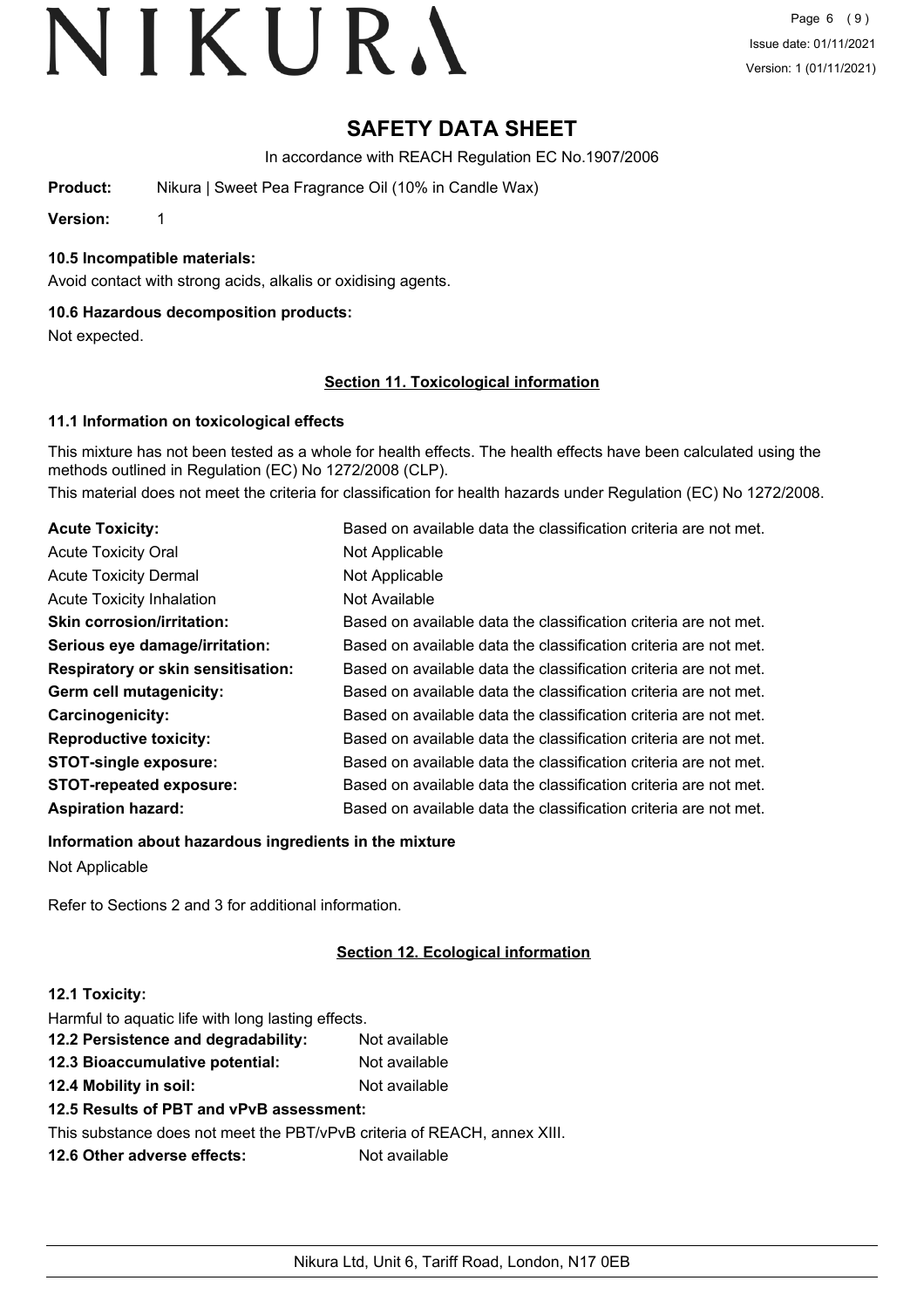# SAFETY DATA SHEET

In accordance with REACH Regulation EC No.1907/2006

**Product:** Nikura | Sweet Pea Fragrance Oil (10% in Candle Wax)

**Version:** 1

### 10.5 Incompatible materials:

Avoid contact with strong acids, alkalis or oxidising agents.

### 10.6 Hazardous decomposition products:

Not expected.

## Section 11. Toxicological information

### 11.1 Information on toxicological effects

This mixture has not been tested as a whole for health effects. The health effects have been calculated using the methods outlined in Regulation (EC) No 1272/2008 (CLP).

This material does not meet the criteria for classification for health hazards under Regulation (EC) No 1272/2008.

| | |
|---|---|
| **Acute Toxicity:** | Based on available data the classification criteria are not met. |
| Acute Toxicity Oral | Not Applicable |
| Acute Toxicity Dermal | Not Applicable |
| Acute Toxicity Inhalation | Not Available |
| **Skin corrosion/irritation:** | Based on available data the classification criteria are not met. |
| **Serious eye damage/irritation:** | Based on available data the classification criteria are not met. |
| **Respiratory or skin sensitisation:** | Based on available data the classification criteria are not met. |
| **Germ cell mutagenicity:** | Based on available data the classification criteria are not met. |
| **Carcinogenicity:** | Based on available data the classification criteria are not met. |
| **Reproductive toxicity:** | Based on available data the classification criteria are not met. |
| **STOT-single exposure:** | Based on available data the classification criteria are not met. |
| **STOT-repeated exposure:** | Based on available data the classification criteria are not met. |
| **Aspiration hazard:** | Based on available data the classification criteria are not met. |

### Information about hazardous ingredients in the mixture

Not Applicable

Refer to Sections 2 and 3 for additional information.

## Section 12. Ecological information

### 12.1 Toxicity:

Harmful to aquatic life with long lasting effects.

**12.2 Persistence and degradability:** Not available

**12.3 Bioaccumulative potential:** Not available

**12.4 Mobility in soil:** Not available

### 12.5 Results of PBT and vPvB assessment:

This substance does not meet the PBT/vPvB criteria of REACH, annex XIII.

**12.6 Other adverse effects:** Not available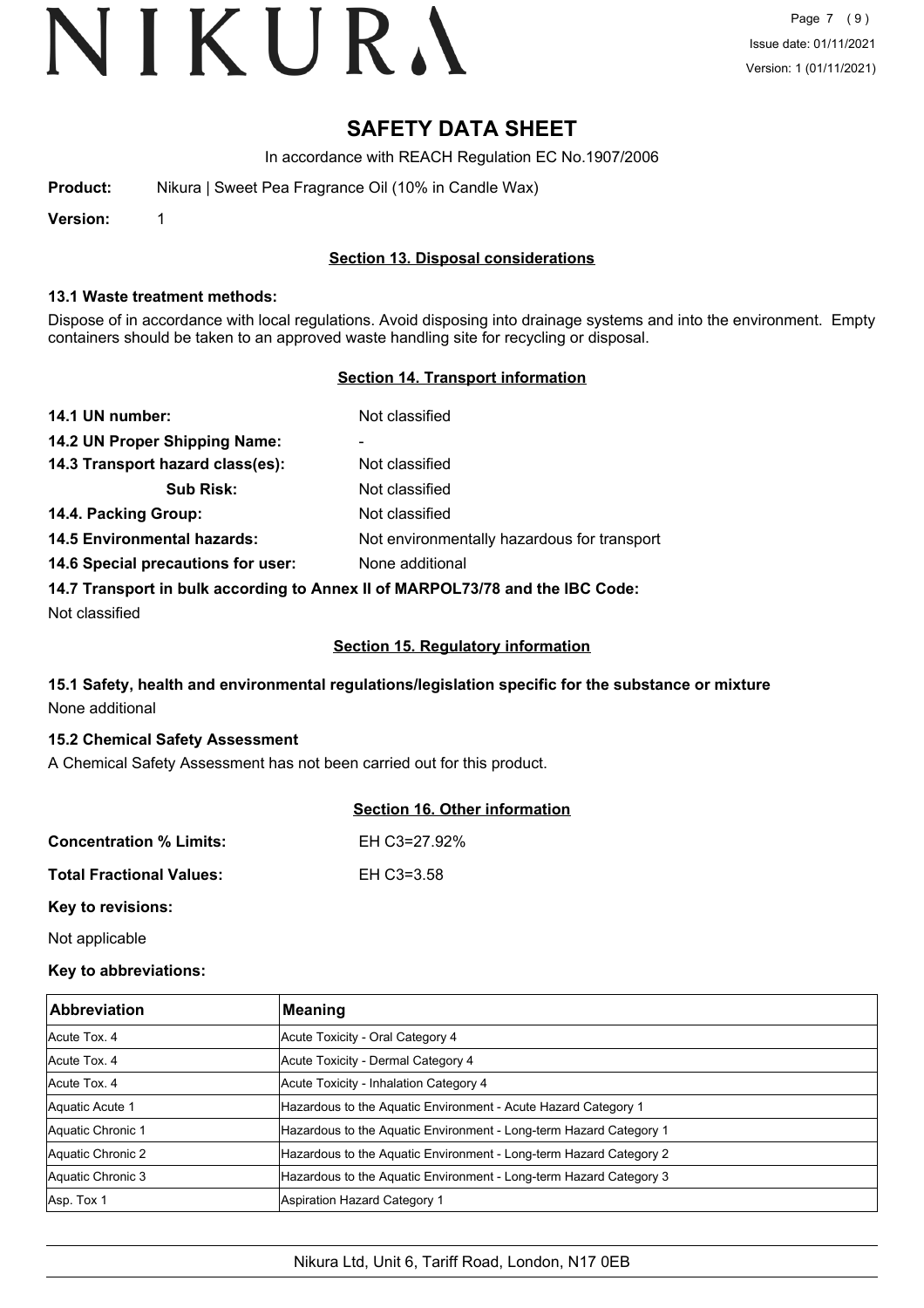# SAFETY DATA SHEET

In accordance with REACH Regulation EC No.1907/2006

**Product:** Nikura | Sweet Pea Fragrance Oil (10% in Candle Wax)

**Version:** 1

## Section 13. Disposal considerations

### 13.1 Waste treatment methods:

Dispose of in accordance with local regulations. Avoid disposing into drainage systems and into the environment. Empty containers should be taken to an approved waste handling site for recycling or disposal.

## Section 14. Transport information

**14.1 UN number:** Not classified

**14.2 UN Proper Shipping Name:** -

**14.3 Transport hazard class(es):** Not classified

**Sub Risk:** Not classified

**14.4. Packing Group:** Not classified

**14.5 Environmental hazards:** Not environmentally hazardous for transport

**14.6 Special precautions for user:** None additional

**14.7 Transport in bulk according to Annex II of MARPOL73/78 and the IBC Code:**

Not classified

## Section 15. Regulatory information

### 15.1 Safety, health and environmental regulations/legislation specific for the substance or mixture

None additional

### 15.2 Chemical Safety Assessment

A Chemical Safety Assessment has not been carried out for this product.

## Section 16. Other information

**Concentration % Limits:** EH C3=27.92%

**Total Fractional Values:** EH C3=3.58

**Key to revisions:**

Not applicable

**Key to abbreviations:**

| Abbreviation | Meaning |
|---|---|
| Acute Tox. 4 | Acute Toxicity - Oral Category 4 |
| Acute Tox. 4 | Acute Toxicity - Dermal Category 4 |
| Acute Tox. 4 | Acute Toxicity - Inhalation Category 4 |
| Aquatic Acute 1 | Hazardous to the Aquatic Environment - Acute Hazard Category 1 |
| Aquatic Chronic 1 | Hazardous to the Aquatic Environment - Long-term Hazard Category 1 |
| Aquatic Chronic 2 | Hazardous to the Aquatic Environment - Long-term Hazard Category 2 |
| Aquatic Chronic 3 | Hazardous to the Aquatic Environment - Long-term Hazard Category 3 |
| Asp. Tox 1 | Aspiration Hazard Category 1 |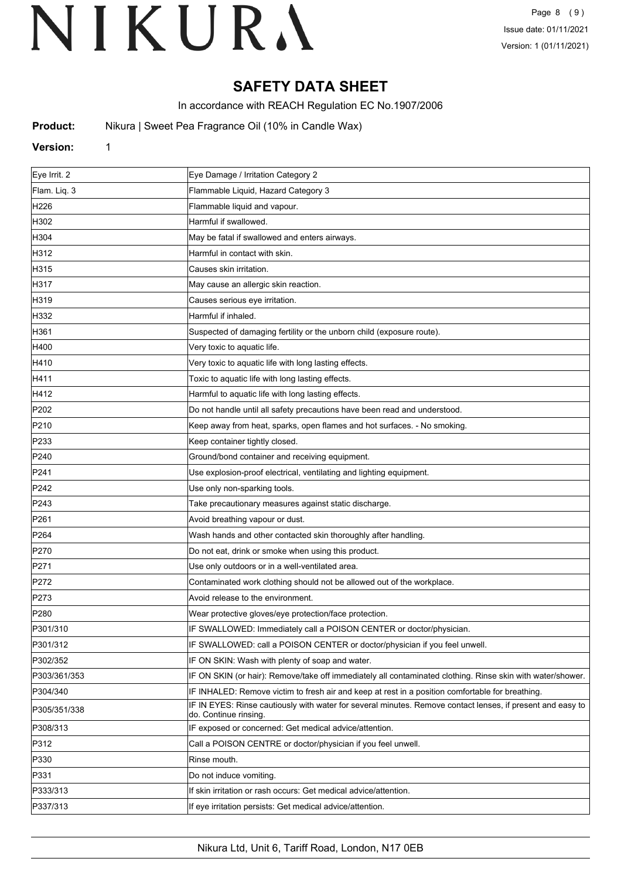# SAFETY DATA SHEET

In accordance with REACH Regulation EC No.1907/2006

**Product:** Nikura | Sweet Pea Fragrance Oil (10% in Candle Wax)

**Version:** 1

| | |
|---|---|
| Eye Irrit. 2 | Eye Damage / Irritation Category 2 |
| Flam. Liq. 3 | Flammable Liquid, Hazard Category 3 |
| H226 | Flammable liquid and vapour. |
| H302 | Harmful if swallowed. |
| H304 | May be fatal if swallowed and enters airways. |
| H312 | Harmful in contact with skin. |
| H315 | Causes skin irritation. |
| H317 | May cause an allergic skin reaction. |
| H319 | Causes serious eye irritation. |
| H332 | Harmful if inhaled. |
| H361 | Suspected of damaging fertility or the unborn child (exposure route). |
| H400 | Very toxic to aquatic life. |
| H410 | Very toxic to aquatic life with long lasting effects. |
| H411 | Toxic to aquatic life with long lasting effects. |
| H412 | Harmful to aquatic life with long lasting effects. |
| P202 | Do not handle until all safety precautions have been read and understood. |
| P210 | Keep away from heat, sparks, open flames and hot surfaces. - No smoking. |
| P233 | Keep container tightly closed. |
| P240 | Ground/bond container and receiving equipment. |
| P241 | Use explosion-proof electrical, ventilating and lighting equipment. |
| P242 | Use only non-sparking tools. |
| P243 | Take precautionary measures against static discharge. |
| P261 | Avoid breathing vapour or dust. |
| P264 | Wash hands and other contacted skin thoroughly after handling. |
| P270 | Do not eat, drink or smoke when using this product. |
| P271 | Use only outdoors or in a well-ventilated area. |
| P272 | Contaminated work clothing should not be allowed out of the workplace. |
| P273 | Avoid release to the environment. |
| P280 | Wear protective gloves/eye protection/face protection. |
| P301/310 | IF SWALLOWED: Immediately call a POISON CENTER or doctor/physician. |
| P301/312 | IF SWALLOWED: call a POISON CENTER or doctor/physician if you feel unwell. |
| P302/352 | IF ON SKIN: Wash with plenty of soap and water. |
| P303/361/353 | IF ON SKIN (or hair): Remove/take off immediately all contaminated clothing. Rinse skin with water/shower. |
| P304/340 | IF INHALED: Remove victim to fresh air and keep at rest in a position comfortable for breathing. |
| P305/351/338 | IF IN EYES: Rinse cautiously with water for several minutes. Remove contact lenses, if present and easy to do. Continue rinsing. |
| P308/313 | IF exposed or concerned: Get medical advice/attention. |
| P312 | Call a POISON CENTRE or doctor/physician if you feel unwell. |
| P330 | Rinse mouth. |
| P331 | Do not induce vomiting. |
| P333/313 | If skin irritation or rash occurs: Get medical advice/attention. |
| P337/313 | If eye irritation persists: Get medical advice/attention. |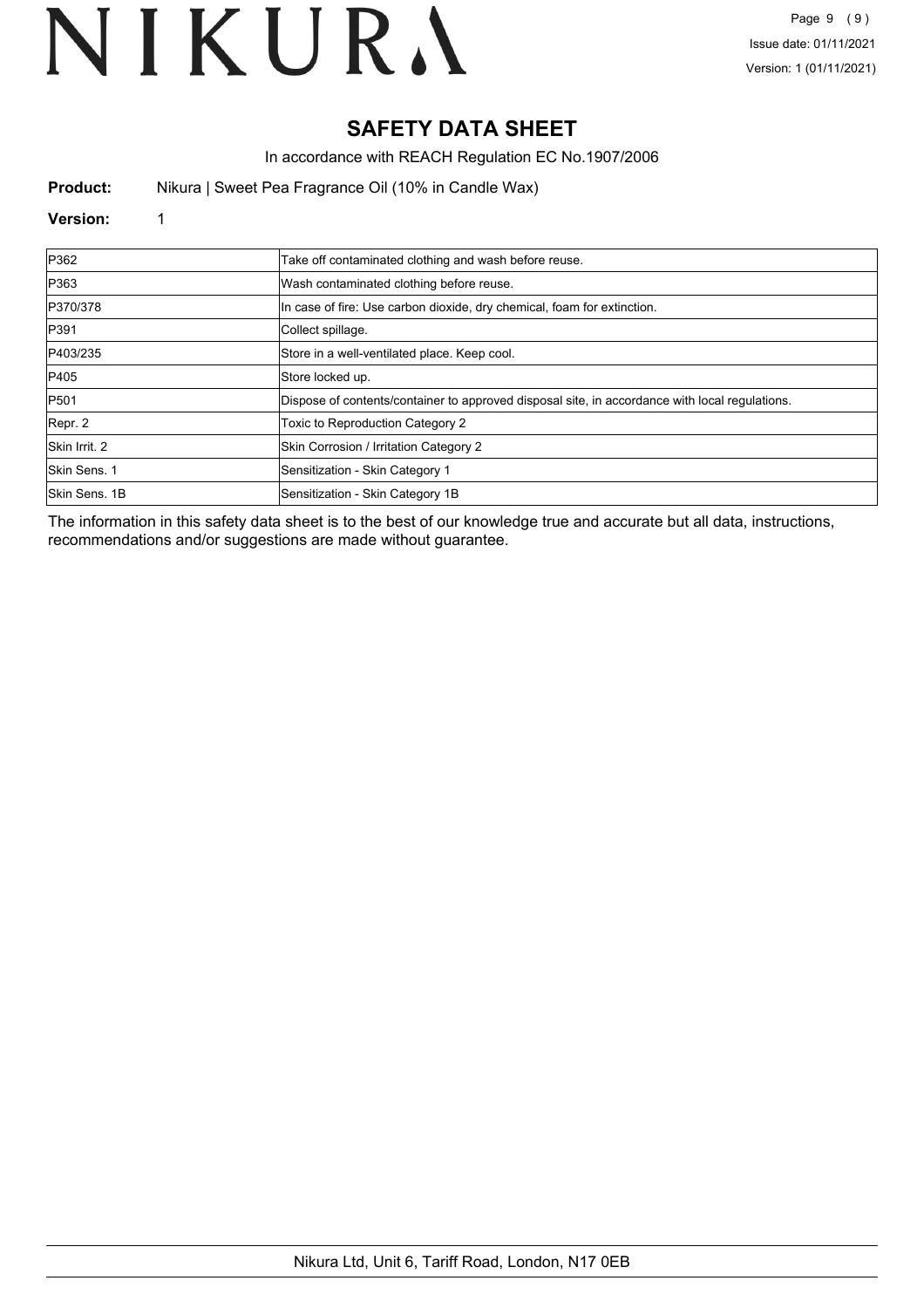# SAFETY DATA SHEET

In accordance with REACH Regulation EC No.1907/2006

**Product:** Nikura | Sweet Pea Fragrance Oil (10% in Candle Wax)

**Version:** 1

| | |
|---|---|
| P362 | Take off contaminated clothing and wash before reuse. |
| P363 | Wash contaminated clothing before reuse. |
| P370/378 | In case of fire: Use carbon dioxide, dry chemical, foam for extinction. |
| P391 | Collect spillage. |
| P403/235 | Store in a well-ventilated place. Keep cool. |
| P405 | Store locked up. |
| P501 | Dispose of contents/container to approved disposal site, in accordance with local regulations. |
| Repr. 2 | Toxic to Reproduction Category 2 |
| Skin Irrit. 2 | Skin Corrosion / Irritation Category 2 |
| Skin Sens. 1 | Sensitization - Skin Category 1 |
| Skin Sens. 1B | Sensitization - Skin Category 1B |

The information in this safety data sheet is to the best of our knowledge true and accurate but all data, instructions, recommendations and/or suggestions are made without guarantee.

Nikura Ltd, Unit 6, Tariff Road, London, N17 0EB